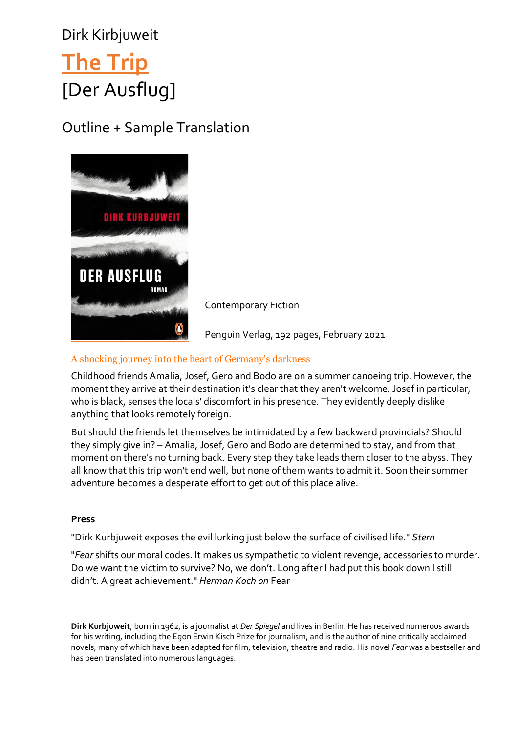Dirk Kirbjuweit

# The Trip

# [Der Ausflug]

## Outline + Sample Translation

Contemporary Fiction

Penguin Verlag, 192 pages, February 2021

### A shocking journey into the heart of Germany's darkness

Childhood friends Amalia, Josef, Gero and Bodo are on a summer canoeing trip. However, the moment they arrive at their destination it's clear that they aren't welcome. Josef in particular, who is black, senses the locals' discomfort in his presence. They evidently deeply dislike anything that looks remotely foreign.

But should the friends let themselves be intimidated by a few backward provincials? Should they simply give in? – Amalia, Josef, Gero and Bodo are determined to stay, and from that moment on there's no turning back. Every step they take leads them closer to the abyss. They all know that this trip won't end well, but none of them wants to admit it. Soon their summer adventure becomes a desperate effort to get out of this place alive.

**Press**

"Dirk Kurbjuweit exposes the evil lurking just below the surface of civilised life." *Stern*

"*Fear* shifts our moral codes. It makes us sympathetic to violent revenge, accessories to murder. Do we want the victim to survive? No, we don't. Long after I had put this book down I still didn't. A great achievement." *Herman Koch on* Fear

**Dirk Kurbjuweit**, born in 1962, is a journalist at *Der Spiegel* and lives in Berlin. He has received numerous awards for his writing, including the Egon Erwin Kisch Prize for journalism, and is the author of nine critically acclaimed novels, many of which have been adapted for film, television, theatre and radio. His novel *Fear* was a bestseller and has been translated into numerous languages.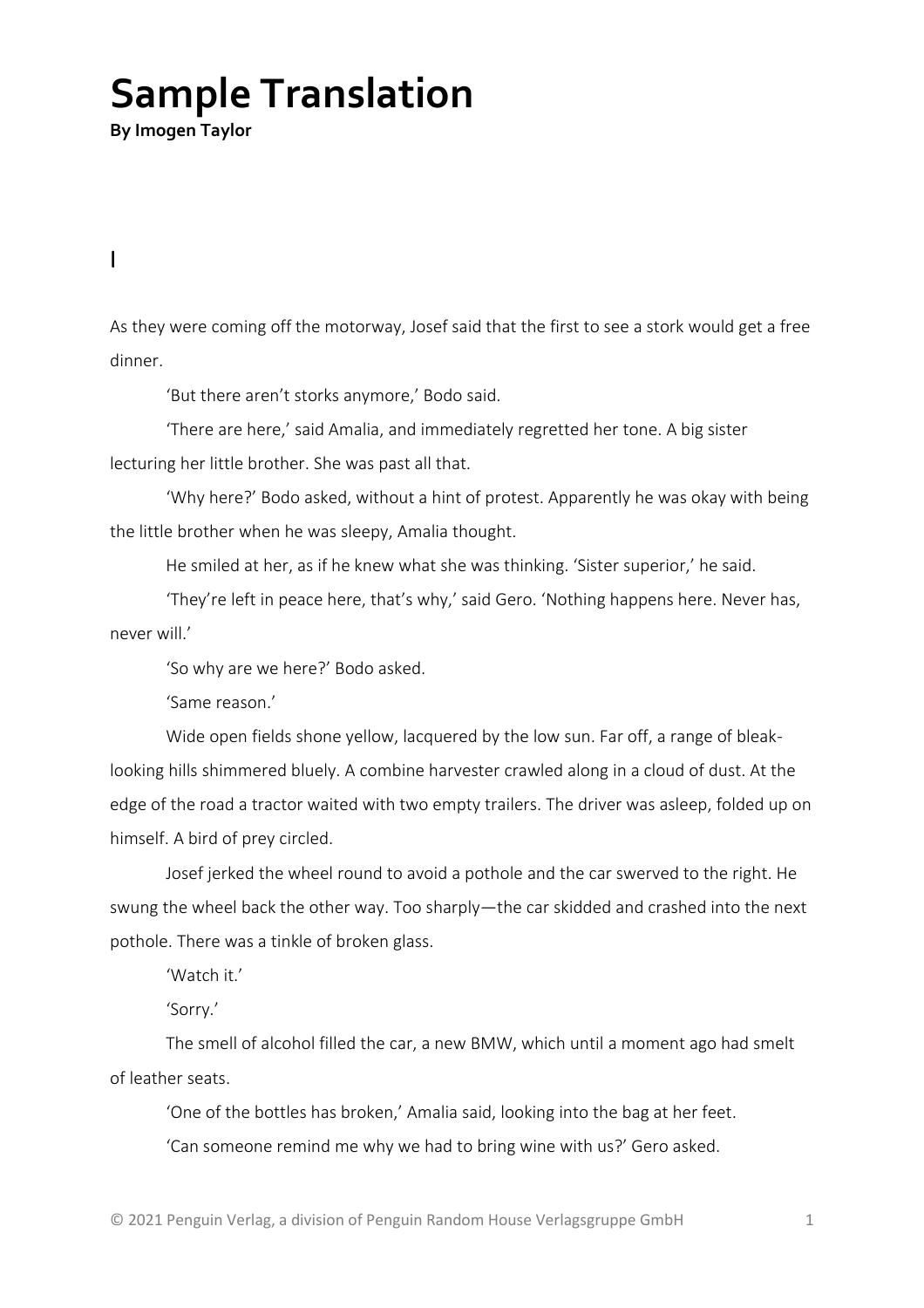# Sample Translation

**By Imogen Taylor**

## I

As they were coming off the motorway, Josef said that the first to see a stork would get a free dinner.

'But there aren't storks anymore,' Bodo said.

'There are here,' said Amalia, and immediately regretted her tone. A big sister lecturing her little brother. She was past all that.

'Why here?' Bodo asked, without a hint of protest. Apparently he was okay with being the little brother when he was sleepy, Amalia thought.

He smiled at her, as if he knew what she was thinking. 'Sister superior,' he said.

'They're left in peace here, that's why,' said Gero. 'Nothing happens here. Never has, never will.'

'So why are we here?' Bodo asked.

'Same reason.'

Wide open fields shone yellow, lacquered by the low sun. Far off, a range of bleak-looking hills shimmered bluely. A combine harvester crawled along in a cloud of dust. At the edge of the road a tractor waited with two empty trailers. The driver was asleep, folded up on himself. A bird of prey circled.

Josef jerked the wheel round to avoid a pothole and the car swerved to the right. He swung the wheel back the other way. Too sharply—the car skidded and crashed into the next pothole. There was a tinkle of broken glass.

'Watch it.'

'Sorry.'

The smell of alcohol filled the car, a new BMW, which until a moment ago had smelt of leather seats.

'One of the bottles has broken,' Amalia said, looking into the bag at her feet.

'Can someone remind me why we had to bring wine with us?' Gero asked.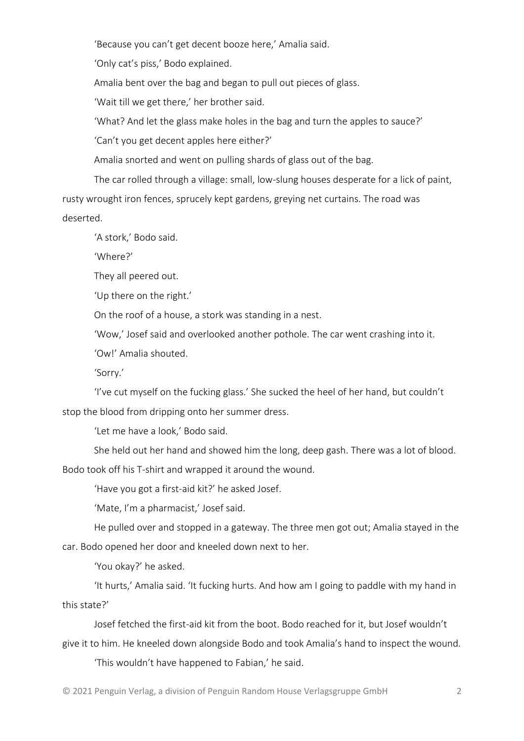'Because you can't get decent booze here,' Amalia said.

'Only cat's piss,' Bodo explained.

Amalia bent over the bag and began to pull out pieces of glass.

'Wait till we get there,' her brother said.

'What? And let the glass make holes in the bag and turn the apples to sauce?'

'Can't you get decent apples here either?'

Amalia snorted and went on pulling shards of glass out of the bag.

The car rolled through a village: small, low-slung houses desperate for a lick of paint, rusty wrought iron fences, sprucely kept gardens, greying net curtains. The road was deserted.

'A stork,' Bodo said.

'Where?'

They all peered out.

'Up there on the right.'

On the roof of a house, a stork was standing in a nest.

'Wow,' Josef said and overlooked another pothole. The car went crashing into it.

'Ow!' Amalia shouted.

'Sorry.'

'I've cut myself on the fucking glass.' She sucked the heel of her hand, but couldn't stop the blood from dripping onto her summer dress.

'Let me have a look,' Bodo said.

She held out her hand and showed him the long, deep gash. There was a lot of blood. Bodo took off his T-shirt and wrapped it around the wound.

'Have you got a first-aid kit?' he asked Josef.

'Mate, I'm a pharmacist,' Josef said.

He pulled over and stopped in a gateway. The three men got out; Amalia stayed in the car. Bodo opened her door and kneeled down next to her.

'You okay?' he asked.

'It hurts,' Amalia said. 'It fucking hurts. And how am I going to paddle with my hand in this state?'

Josef fetched the first-aid kit from the boot. Bodo reached for it, but Josef wouldn't give it to him. He kneeled down alongside Bodo and took Amalia's hand to inspect the wound.

'This wouldn't have happened to Fabian,' he said.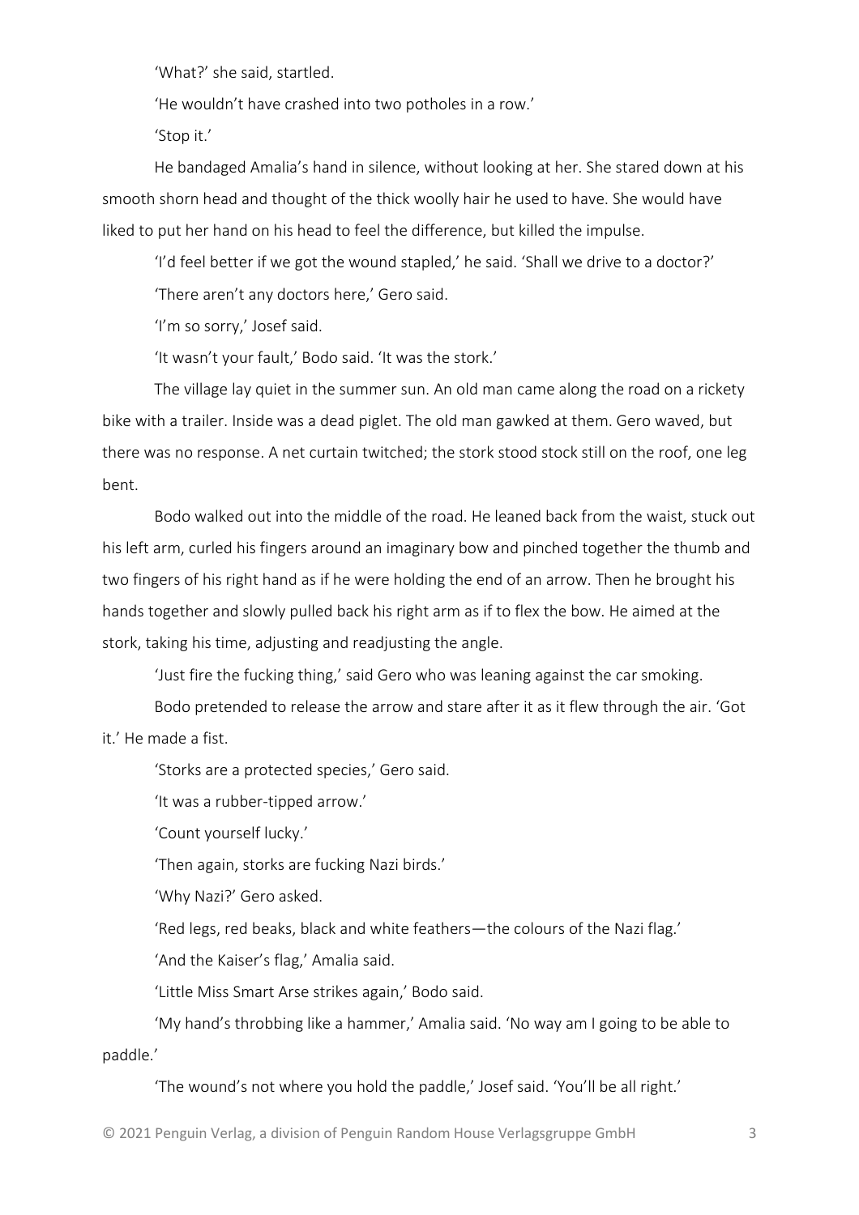'What?' she said, startled.

'He wouldn't have crashed into two potholes in a row.'

'Stop it.'

He bandaged Amalia's hand in silence, without looking at her. She stared down at his smooth shorn head and thought of the thick woolly hair he used to have. She would have liked to put her hand on his head to feel the difference, but killed the impulse.

'I'd feel better if we got the wound stapled,' he said. 'Shall we drive to a doctor?'

'There aren't any doctors here,' Gero said.

'I'm so sorry,' Josef said.

'It wasn't your fault,' Bodo said. 'It was the stork.'

The village lay quiet in the summer sun. An old man came along the road on a rickety bike with a trailer. Inside was a dead piglet. The old man gawked at them. Gero waved, but there was no response. A net curtain twitched; the stork stood stock still on the roof, one leg bent.

Bodo walked out into the middle of the road. He leaned back from the waist, stuck out his left arm, curled his fingers around an imaginary bow and pinched together the thumb and two fingers of his right hand as if he were holding the end of an arrow. Then he brought his hands together and slowly pulled back his right arm as if to flex the bow. He aimed at the stork, taking his time, adjusting and readjusting the angle.

'Just fire the fucking thing,' said Gero who was leaning against the car smoking.

Bodo pretended to release the arrow and stare after it as it flew through the air. 'Got it.' He made a fist.

'Storks are a protected species,' Gero said.

'It was a rubber-tipped arrow.'

'Count yourself lucky.'

'Then again, storks are fucking Nazi birds.'

'Why Nazi?' Gero asked.

'Red legs, red beaks, black and white feathers—the colours of the Nazi flag.'

'And the Kaiser's flag,' Amalia said.

'Little Miss Smart Arse strikes again,' Bodo said.

'My hand's throbbing like a hammer,' Amalia said. 'No way am I going to be able to paddle.'

'The wound's not where you hold the paddle,' Josef said. 'You'll be all right.'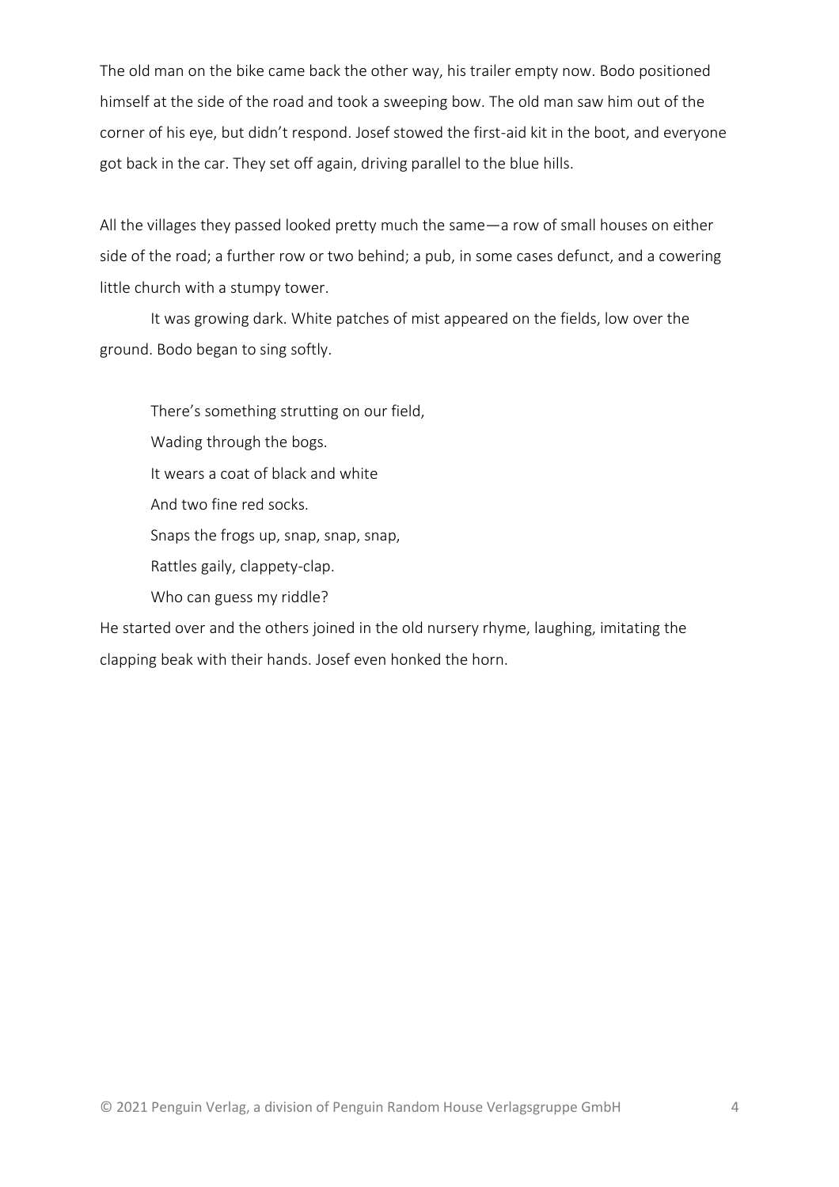The old man on the bike came back the other way, his trailer empty now. Bodo positioned himself at the side of the road and took a sweeping bow. The old man saw him out of the corner of his eye, but didn't respond. Josef stowed the first-aid kit in the boot, and everyone got back in the car. They set off again, driving parallel to the blue hills.

All the villages they passed looked pretty much the same—a row of small houses on either side of the road; a further row or two behind; a pub, in some cases defunct, and a cowering little church with a stumpy tower.

It was growing dark. White patches of mist appeared on the fields, low over the ground. Bodo began to sing softly.

> There's something strutting on our field,
> Wading through the bogs.
> It wears a coat of black and white
> And two fine red socks.
> Snaps the frogs up, snap, snap, snap,
> Rattles gaily, clappety-clap.
> Who can guess my riddle?

He started over and the others joined in the old nursery rhyme, laughing, imitating the clapping beak with their hands. Josef even honked the horn.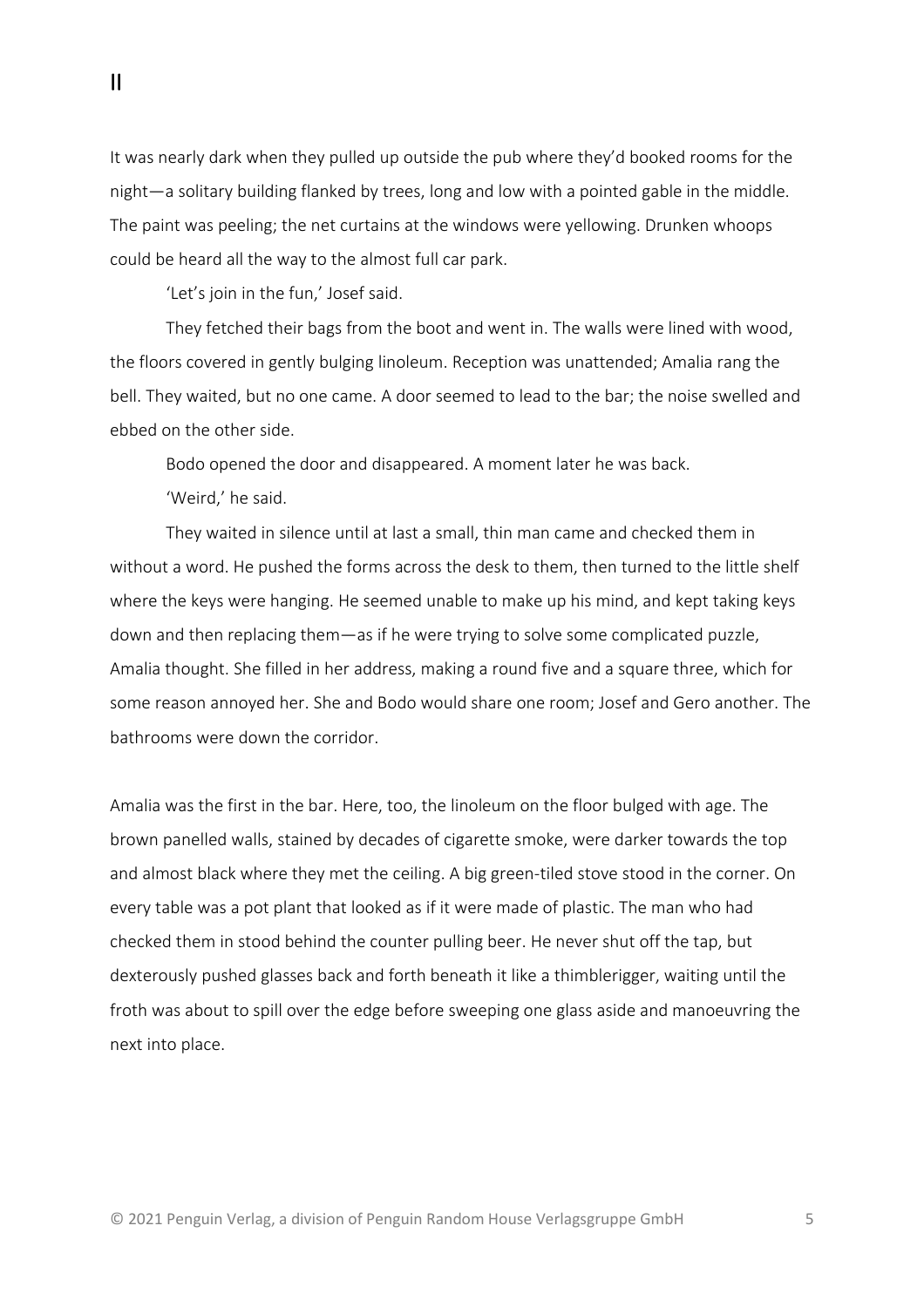# II

It was nearly dark when they pulled up outside the pub where they'd booked rooms for the night—a solitary building flanked by trees, long and low with a pointed gable in the middle. The paint was peeling; the net curtains at the windows were yellowing. Drunken whoops could be heard all the way to the almost full car park.

'Let's join in the fun,' Josef said.

They fetched their bags from the boot and went in. The walls were lined with wood, the floors covered in gently bulging linoleum. Reception was unattended; Amalia rang the bell. They waited, but no one came. A door seemed to lead to the bar; the noise swelled and ebbed on the other side.

Bodo opened the door and disappeared. A moment later he was back.

'Weird,' he said.

They waited in silence until at last a small, thin man came and checked them in without a word. He pushed the forms across the desk to them, then turned to the little shelf where the keys were hanging. He seemed unable to make up his mind, and kept taking keys down and then replacing them—as if he were trying to solve some complicated puzzle, Amalia thought. She filled in her address, making a round five and a square three, which for some reason annoyed her. She and Bodo would share one room; Josef and Gero another. The bathrooms were down the corridor.

Amalia was the first in the bar. Here, too, the linoleum on the floor bulged with age. The brown panelled walls, stained by decades of cigarette smoke, were darker towards the top and almost black where they met the ceiling. A big green-tiled stove stood in the corner. On every table was a pot plant that looked as if it were made of plastic. The man who had checked them in stood behind the counter pulling beer. He never shut off the tap, but dexterously pushed glasses back and forth beneath it like a thimblerigger, waiting until the froth was about to spill over the edge before sweeping one glass aside and manoeuvring the next into place.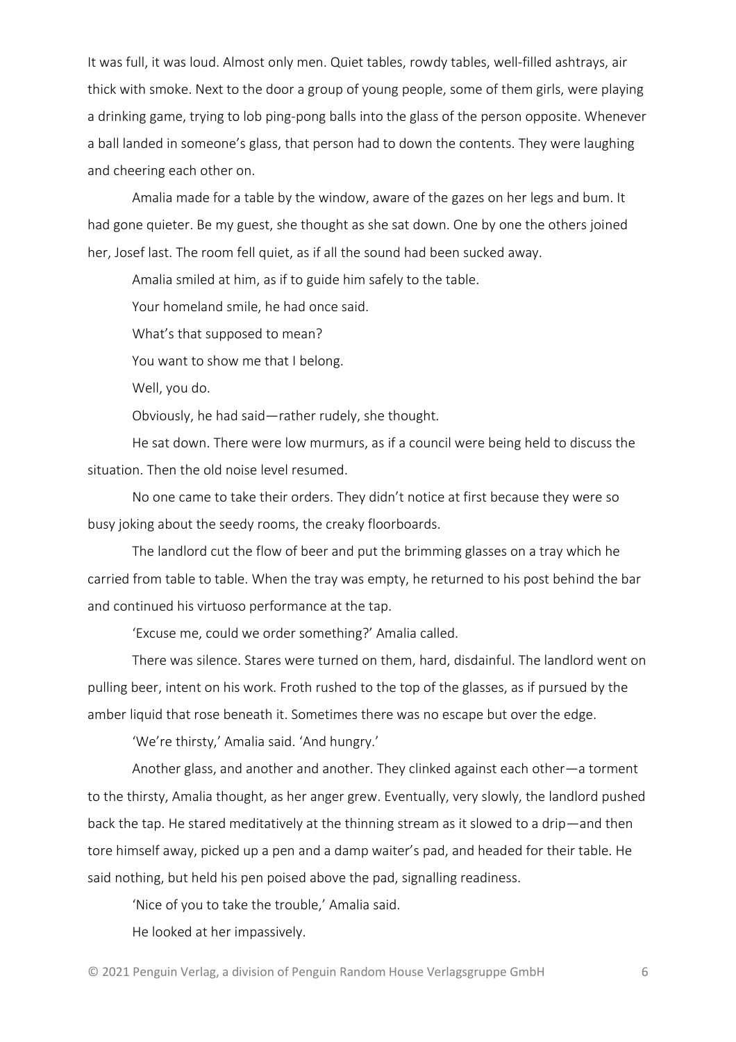It was full, it was loud. Almost only men. Quiet tables, rowdy tables, well-filled ashtrays, air thick with smoke. Next to the door a group of young people, some of them girls, were playing a drinking game, trying to lob ping-pong balls into the glass of the person opposite. Whenever a ball landed in someone's glass, that person had to down the contents. They were laughing and cheering each other on.

Amalia made for a table by the window, aware of the gazes on her legs and bum. It had gone quieter. Be my guest, she thought as she sat down. One by one the others joined her, Josef last. The room fell quiet, as if all the sound had been sucked away.

Amalia smiled at him, as if to guide him safely to the table.

Your homeland smile, he had once said.

What's that supposed to mean?

You want to show me that I belong.

Well, you do.

Obviously, he had said—rather rudely, she thought.

He sat down. There were low murmurs, as if a council were being held to discuss the situation. Then the old noise level resumed.

No one came to take their orders. They didn't notice at first because they were so busy joking about the seedy rooms, the creaky floorboards.

The landlord cut the flow of beer and put the brimming glasses on a tray which he carried from table to table. When the tray was empty, he returned to his post behind the bar and continued his virtuoso performance at the tap.

'Excuse me, could we order something?' Amalia called.

There was silence. Stares were turned on them, hard, disdainful. The landlord went on pulling beer, intent on his work. Froth rushed to the top of the glasses, as if pursued by the amber liquid that rose beneath it. Sometimes there was no escape but over the edge.

'We're thirsty,' Amalia said. 'And hungry.'

Another glass, and another and another. They clinked against each other—a torment to the thirsty, Amalia thought, as her anger grew. Eventually, very slowly, the landlord pushed back the tap. He stared meditatively at the thinning stream as it slowed to a drip—and then tore himself away, picked up a pen and a damp waiter's pad, and headed for their table. He said nothing, but held his pen poised above the pad, signalling readiness.

'Nice of you to take the trouble,' Amalia said.

He looked at her impassively.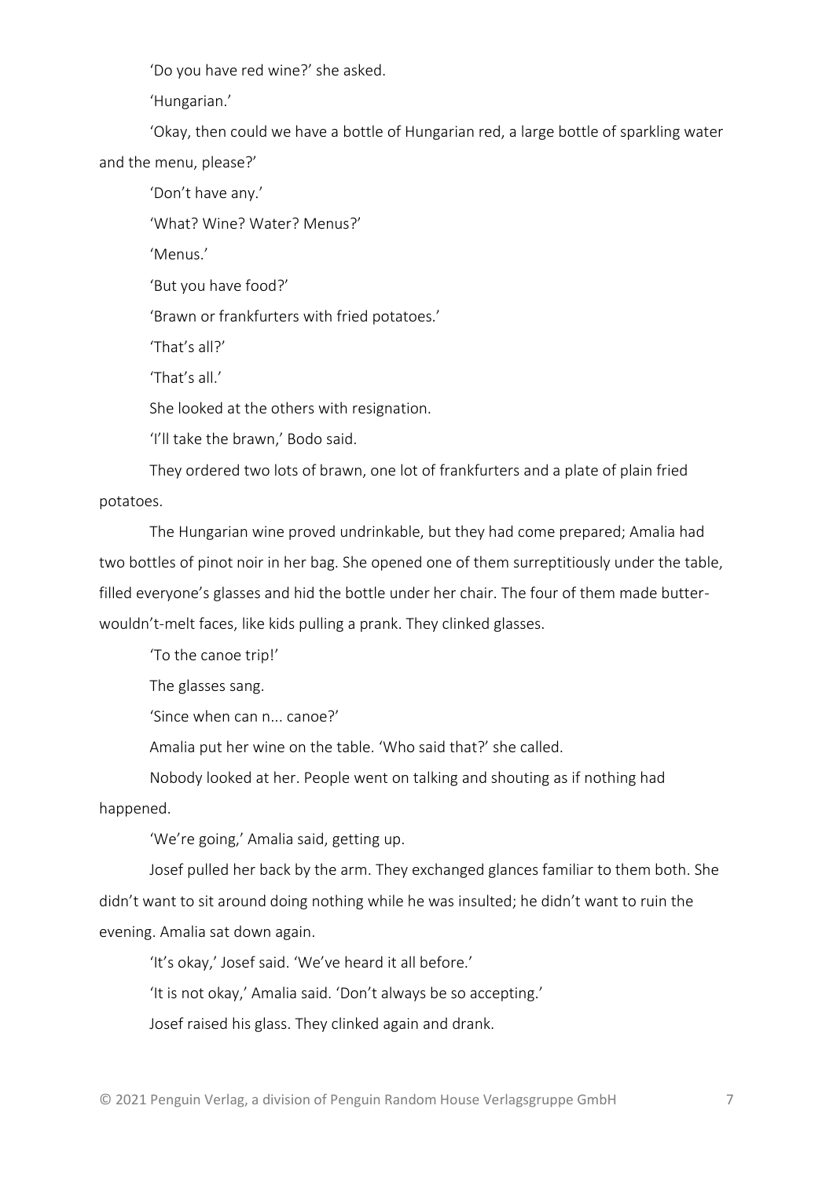'Do you have red wine?' she asked.

'Hungarian.'

'Okay, then could we have a bottle of Hungarian red, a large bottle of sparkling water and the menu, please?'

'Don't have any.'

'What? Wine? Water? Menus?'

'Menus.'

'But you have food?'

'Brawn or frankfurters with fried potatoes.'

'That's all?'

'That's all.'

She looked at the others with resignation.

'I'll take the brawn,' Bodo said.

They ordered two lots of brawn, one lot of frankfurters and a plate of plain fried potatoes.

The Hungarian wine proved undrinkable, but they had come prepared; Amalia had two bottles of pinot noir in her bag. She opened one of them surreptitiously under the table, filled everyone's glasses and hid the bottle under her chair. The four of them made butter-wouldn't-melt faces, like kids pulling a prank. They clinked glasses.

'To the canoe trip!'

The glasses sang.

'Since when can n... canoe?'

Amalia put her wine on the table. 'Who said that?' she called.

Nobody looked at her. People went on talking and shouting as if nothing had happened.

'We're going,' Amalia said, getting up.

Josef pulled her back by the arm. They exchanged glances familiar to them both. She didn't want to sit around doing nothing while he was insulted; he didn't want to ruin the evening. Amalia sat down again.

'It's okay,' Josef said. 'We've heard it all before.'

'It is not okay,' Amalia said. 'Don't always be so accepting.'

Josef raised his glass. They clinked again and drank.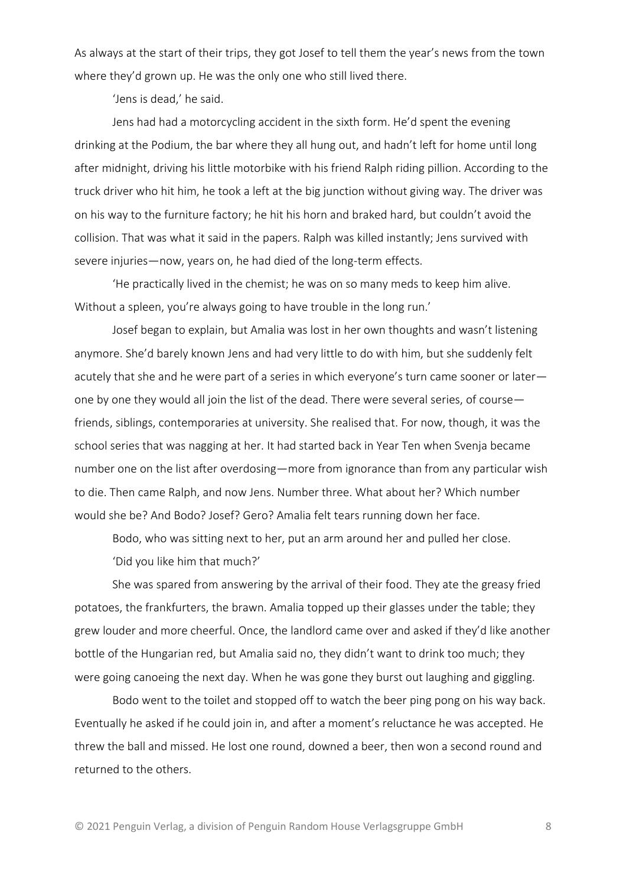As always at the start of their trips, they got Josef to tell them the year's news from the town where they'd grown up. He was the only one who still lived there.

'Jens is dead,' he said.

Jens had had a motorcycling accident in the sixth form. He'd spent the evening drinking at the Podium, the bar where they all hung out, and hadn't left for home until long after midnight, driving his little motorbike with his friend Ralph riding pillion. According to the truck driver who hit him, he took a left at the big junction without giving way. The driver was on his way to the furniture factory; he hit his horn and braked hard, but couldn't avoid the collision. That was what it said in the papers. Ralph was killed instantly; Jens survived with severe injuries—now, years on, he had died of the long-term effects.

'He practically lived in the chemist; he was on so many meds to keep him alive. Without a spleen, you're always going to have trouble in the long run.'

Josef began to explain, but Amalia was lost in her own thoughts and wasn't listening anymore. She'd barely known Jens and had very little to do with him, but she suddenly felt acutely that she and he were part of a series in which everyone's turn came sooner or later—one by one they would all join the list of the dead. There were several series, of course—friends, siblings, contemporaries at university. She realised that. For now, though, it was the school series that was nagging at her. It had started back in Year Ten when Svenja became number one on the list after overdosing—more from ignorance than from any particular wish to die. Then came Ralph, and now Jens. Number three. What about her? Which number would she be? And Bodo? Josef? Gero? Amalia felt tears running down her face.

Bodo, who was sitting next to her, put an arm around her and pulled her close.

'Did you like him that much?'

She was spared from answering by the arrival of their food. They ate the greasy fried potatoes, the frankfurters, the brawn. Amalia topped up their glasses under the table; they grew louder and more cheerful. Once, the landlord came over and asked if they'd like another bottle of the Hungarian red, but Amalia said no, they didn't want to drink too much; they were going canoeing the next day. When he was gone they burst out laughing and giggling.

Bodo went to the toilet and stopped off to watch the beer ping pong on his way back. Eventually he asked if he could join in, and after a moment's reluctance he was accepted. He threw the ball and missed. He lost one round, downed a beer, then won a second round and returned to the others.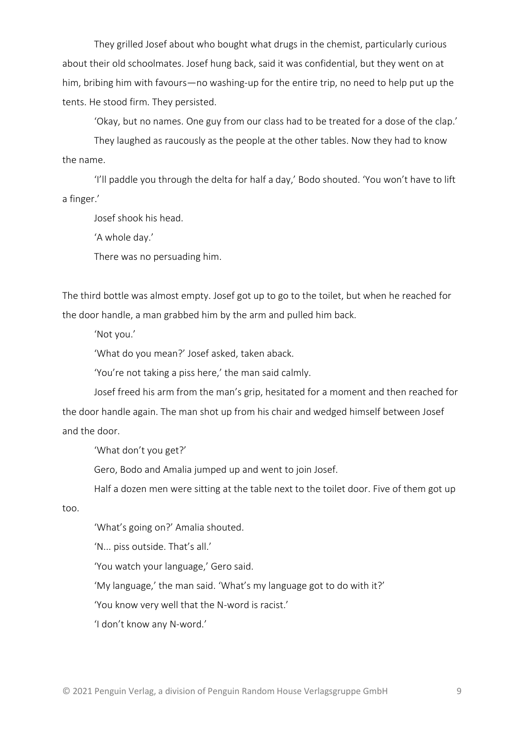They grilled Josef about who bought what drugs in the chemist, particularly curious about their old schoolmates. Josef hung back, said it was confidential, but they went on at him, bribing him with favours—no washing-up for the entire trip, no need to help put up the tents. He stood firm. They persisted.

'Okay, but no names. One guy from our class had to be treated for a dose of the clap.'

They laughed as raucously as the people at the other tables. Now they had to know the name.

'I'll paddle you through the delta for half a day,' Bodo shouted. 'You won't have to lift a finger.'

Josef shook his head.

'A whole day.'

There was no persuading him.

The third bottle was almost empty. Josef got up to go to the toilet, but when he reached for the door handle, a man grabbed him by the arm and pulled him back.

'Not you.'

'What do you mean?' Josef asked, taken aback.

'You're not taking a piss here,' the man said calmly.

Josef freed his arm from the man's grip, hesitated for a moment and then reached for the door handle again. The man shot up from his chair and wedged himself between Josef and the door.

'What don't you get?'

Gero, Bodo and Amalia jumped up and went to join Josef.

Half a dozen men were sitting at the table next to the toilet door. Five of them got up too.

'What's going on?' Amalia shouted.

'N... piss outside. That's all.'

'You watch your language,' Gero said.

'My language,' the man said. 'What's my language got to do with it?'

'You know very well that the N-word is racist.'

'I don't know any N-word.'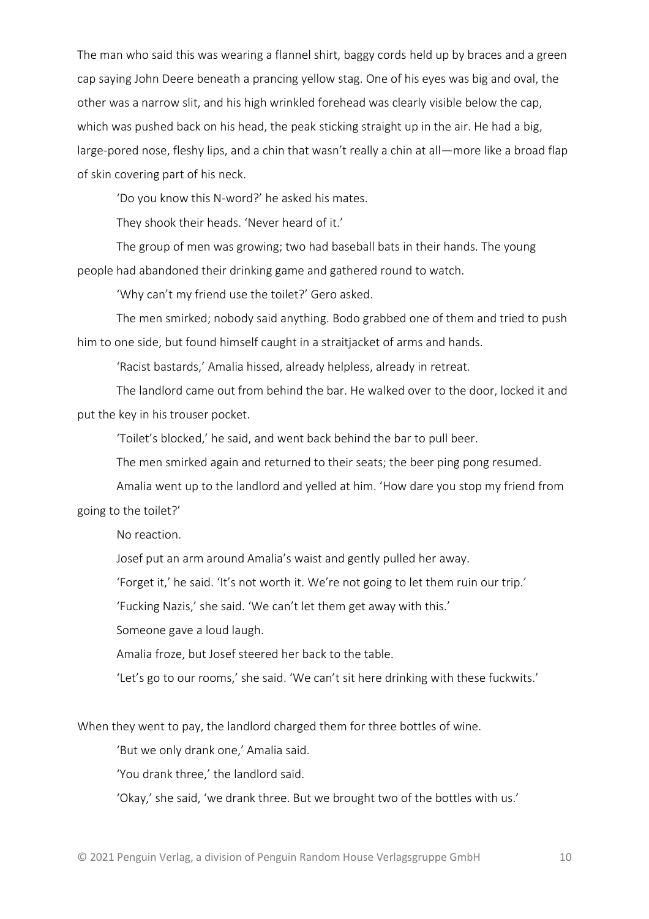The man who said this was wearing a flannel shirt, baggy cords held up by braces and a green cap saying John Deere beneath a prancing yellow stag. One of his eyes was big and oval, the other was a narrow slit, and his high wrinkled forehead was clearly visible below the cap, which was pushed back on his head, the peak sticking straight up in the air. He had a big, large-pored nose, fleshy lips, and a chin that wasn't really a chin at all—more like a broad flap of skin covering part of his neck.

'Do you know this N-word?' he asked his mates.

They shook their heads. 'Never heard of it.'

The group of men was growing; two had baseball bats in their hands. The young people had abandoned their drinking game and gathered round to watch.

'Why can't my friend use the toilet?' Gero asked.

The men smirked; nobody said anything. Bodo grabbed one of them and tried to push him to one side, but found himself caught in a straitjacket of arms and hands.

'Racist bastards,' Amalia hissed, already helpless, already in retreat.

The landlord came out from behind the bar. He walked over to the door, locked it and put the key in his trouser pocket.

'Toilet's blocked,' he said, and went back behind the bar to pull beer.

The men smirked again and returned to their seats; the beer ping pong resumed.

Amalia went up to the landlord and yelled at him. 'How dare you stop my friend from going to the toilet?'

No reaction.

Josef put an arm around Amalia's waist and gently pulled her away.

'Forget it,' he said. 'It's not worth it. We're not going to let them ruin our trip.'

'Fucking Nazis,' she said. 'We can't let them get away with this.'

Someone gave a loud laugh.

Amalia froze, but Josef steered her back to the table.

'Let's go to our rooms,' she said. 'We can't sit here drinking with these fuckwits.'

When they went to pay, the landlord charged them for three bottles of wine.

'But we only drank one,' Amalia said.

'You drank three,' the landlord said.

'Okay,' she said, 'we drank three. But we brought two of the bottles with us.'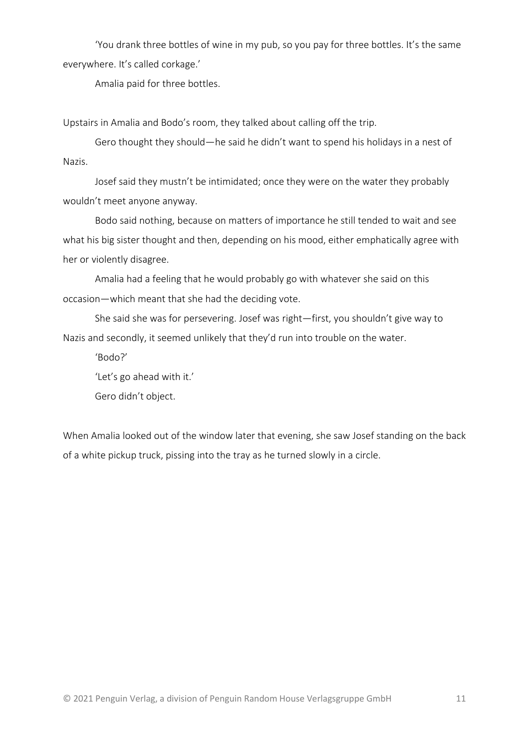'You drank three bottles of wine in my pub, so you pay for three bottles. It's the same everywhere. It's called corkage.'

Amalia paid for three bottles.

Upstairs in Amalia and Bodo's room, they talked about calling off the trip.

Gero thought they should—he said he didn't want to spend his holidays in a nest of Nazis.

Josef said they mustn't be intimidated; once they were on the water they probably wouldn't meet anyone anyway.

Bodo said nothing, because on matters of importance he still tended to wait and see what his big sister thought and then, depending on his mood, either emphatically agree with her or violently disagree.

Amalia had a feeling that he would probably go with whatever she said on this occasion—which meant that she had the deciding vote.

She said she was for persevering. Josef was right—first, you shouldn't give way to Nazis and secondly, it seemed unlikely that they'd run into trouble on the water.

'Bodo?'

'Let's go ahead with it.'

Gero didn't object.

When Amalia looked out of the window later that evening, she saw Josef standing on the back of a white pickup truck, pissing into the tray as he turned slowly in a circle.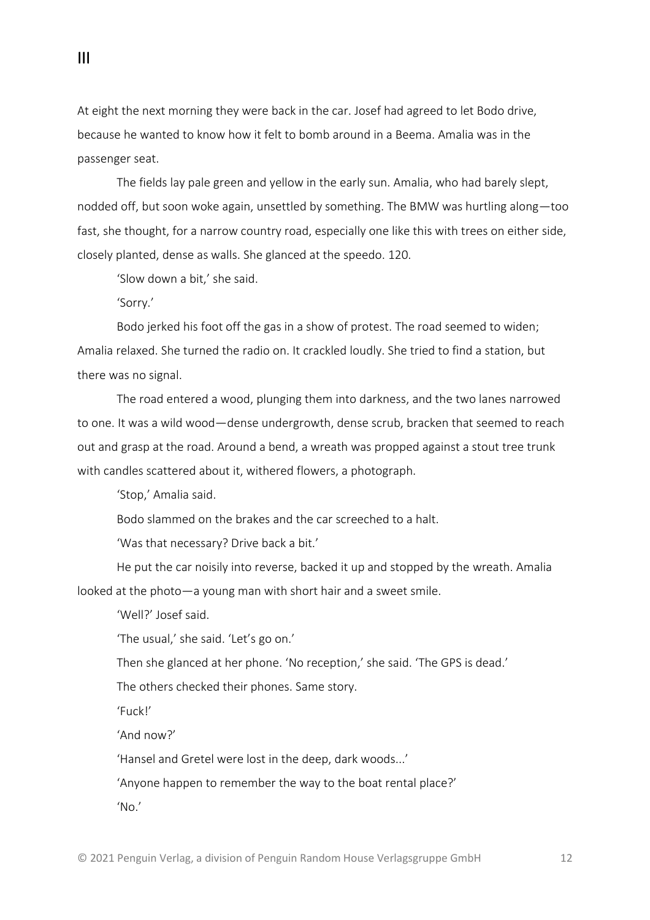## III

At eight the next morning they were back in the car. Josef had agreed to let Bodo drive, because he wanted to know how it felt to bomb around in a Beema. Amalia was in the passenger seat.

The fields lay pale green and yellow in the early sun. Amalia, who had barely slept, nodded off, but soon woke again, unsettled by something. The BMW was hurtling along—too fast, she thought, for a narrow country road, especially one like this with trees on either side, closely planted, dense as walls. She glanced at the speedo. 120.

'Slow down a bit,' she said.

'Sorry.'

Bodo jerked his foot off the gas in a show of protest. The road seemed to widen; Amalia relaxed. She turned the radio on. It crackled loudly. She tried to find a station, but there was no signal.

The road entered a wood, plunging them into darkness, and the two lanes narrowed to one. It was a wild wood—dense undergrowth, dense scrub, bracken that seemed to reach out and grasp at the road. Around a bend, a wreath was propped against a stout tree trunk with candles scattered about it, withered flowers, a photograph.

'Stop,' Amalia said.

Bodo slammed on the brakes and the car screeched to a halt.

'Was that necessary? Drive back a bit.'

He put the car noisily into reverse, backed it up and stopped by the wreath. Amalia looked at the photo—a young man with short hair and a sweet smile.

'Well?' Josef said.

'The usual,' she said. 'Let's go on.'

Then she glanced at her phone. 'No reception,' she said. 'The GPS is dead.'

The others checked their phones. Same story.

'Fuck!'

'And now?'

'Hansel and Gretel were lost in the deep, dark woods...'

'Anyone happen to remember the way to the boat rental place?'

'No.'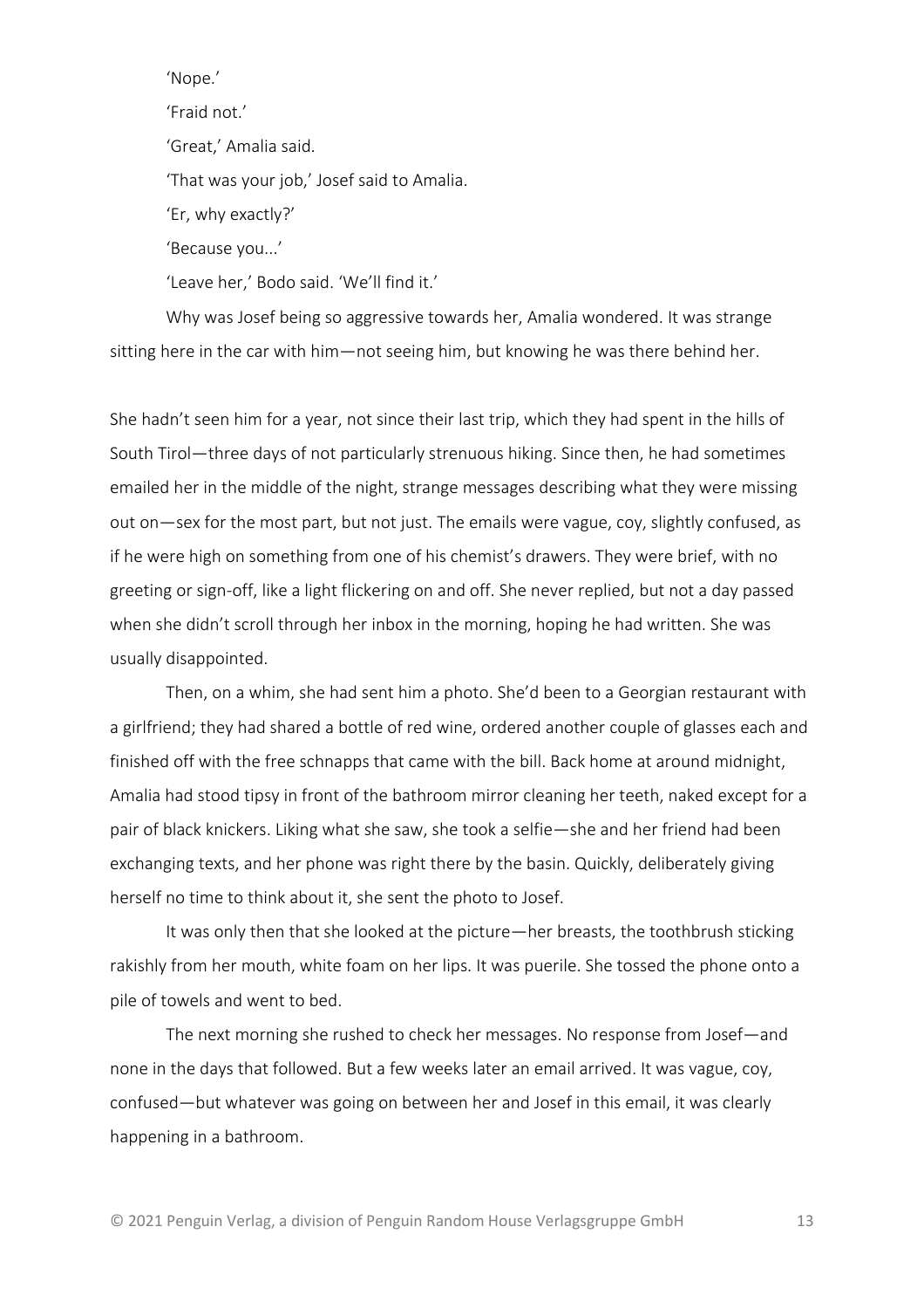'Nope.'

'Fraid not.'

'Great,' Amalia said.

'That was your job,' Josef said to Amalia.

'Er, why exactly?'

'Because you...'

'Leave her,' Bodo said. 'We'll find it.'

Why was Josef being so aggressive towards her, Amalia wondered. It was strange sitting here in the car with him—not seeing him, but knowing he was there behind her.

She hadn't seen him for a year, not since their last trip, which they had spent in the hills of South Tirol—three days of not particularly strenuous hiking. Since then, he had sometimes emailed her in the middle of the night, strange messages describing what they were missing out on—sex for the most part, but not just. The emails were vague, coy, slightly confused, as if he were high on something from one of his chemist's drawers. They were brief, with no greeting or sign-off, like a light flickering on and off. She never replied, but not a day passed when she didn't scroll through her inbox in the morning, hoping he had written. She was usually disappointed.

Then, on a whim, she had sent him a photo. She'd been to a Georgian restaurant with a girlfriend; they had shared a bottle of red wine, ordered another couple of glasses each and finished off with the free schnapps that came with the bill. Back home at around midnight, Amalia had stood tipsy in front of the bathroom mirror cleaning her teeth, naked except for a pair of black knickers. Liking what she saw, she took a selfie—she and her friend had been exchanging texts, and her phone was right there by the basin. Quickly, deliberately giving herself no time to think about it, she sent the photo to Josef.

It was only then that she looked at the picture—her breasts, the toothbrush sticking rakishly from her mouth, white foam on her lips. It was puerile. She tossed the phone onto a pile of towels and went to bed.

The next morning she rushed to check her messages. No response from Josef—and none in the days that followed. But a few weeks later an email arrived. It was vague, coy, confused—but whatever was going on between her and Josef in this email, it was clearly happening in a bathroom.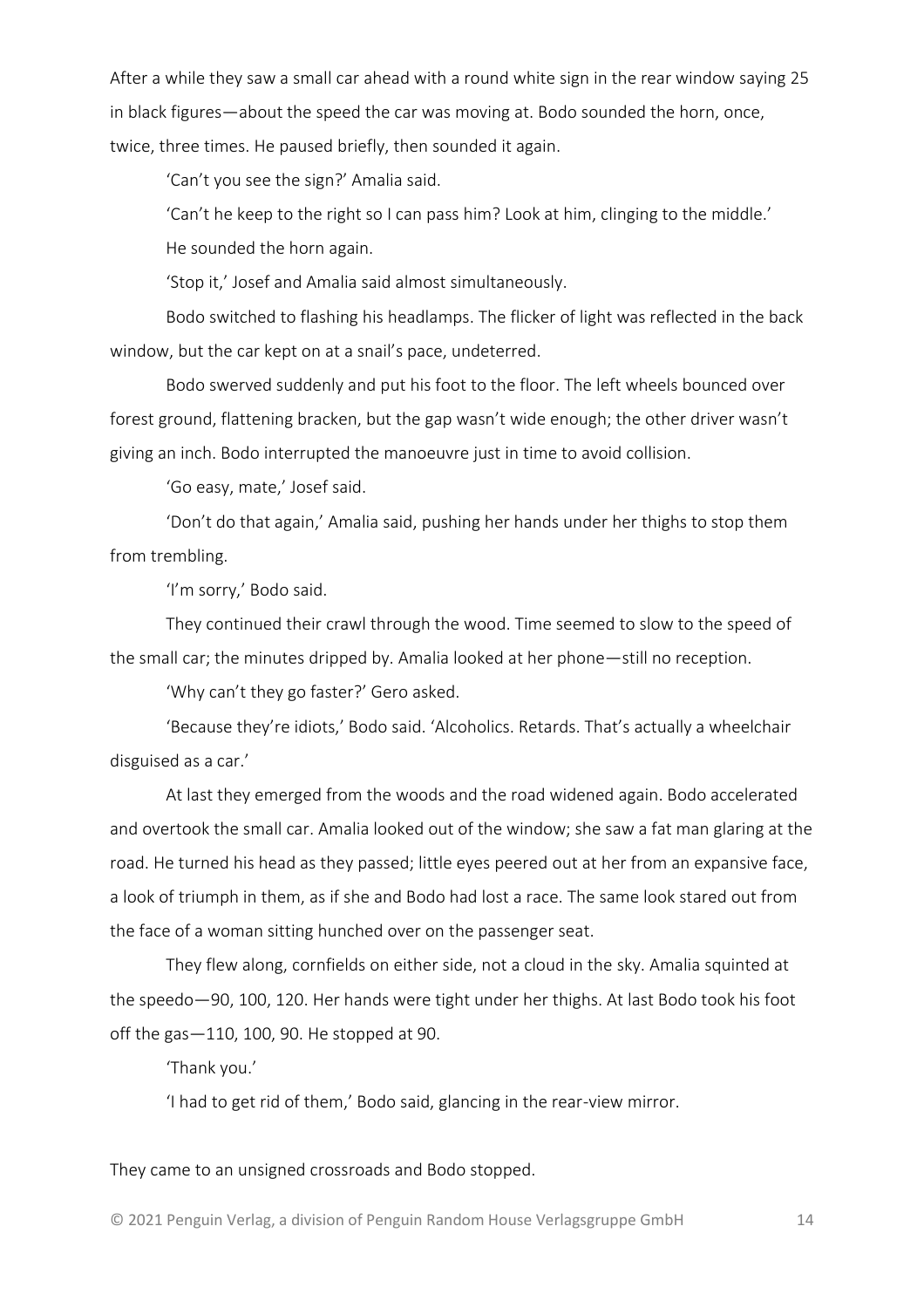After a while they saw a small car ahead with a round white sign in the rear window saying 25 in black figures—about the speed the car was moving at. Bodo sounded the horn, once, twice, three times. He paused briefly, then sounded it again.

'Can't you see the sign?' Amalia said.

'Can't he keep to the right so I can pass him? Look at him, clinging to the middle.'

He sounded the horn again.

'Stop it,' Josef and Amalia said almost simultaneously.

Bodo switched to flashing his headlamps. The flicker of light was reflected in the back window, but the car kept on at a snail's pace, undeterred.

Bodo swerved suddenly and put his foot to the floor. The left wheels bounced over forest ground, flattening bracken, but the gap wasn't wide enough; the other driver wasn't giving an inch. Bodo interrupted the manoeuvre just in time to avoid collision.

'Go easy, mate,' Josef said.

'Don't do that again,' Amalia said, pushing her hands under her thighs to stop them from trembling.

'I'm sorry,' Bodo said.

They continued their crawl through the wood. Time seemed to slow to the speed of the small car; the minutes dripped by. Amalia looked at her phone—still no reception.

'Why can't they go faster?' Gero asked.

'Because they're idiots,' Bodo said. 'Alcoholics. Retards. That's actually a wheelchair disguised as a car.'

At last they emerged from the woods and the road widened again. Bodo accelerated and overtook the small car. Amalia looked out of the window; she saw a fat man glaring at the road. He turned his head as they passed; little eyes peered out at her from an expansive face, a look of triumph in them, as if she and Bodo had lost a race. The same look stared out from the face of a woman sitting hunched over on the passenger seat.

They flew along, cornfields on either side, not a cloud in the sky. Amalia squinted at the speedo—90, 100, 120. Her hands were tight under her thighs. At last Bodo took his foot off the gas—110, 100, 90. He stopped at 90.

'Thank you.'

'I had to get rid of them,' Bodo said, glancing in the rear-view mirror.

They came to an unsigned crossroads and Bodo stopped.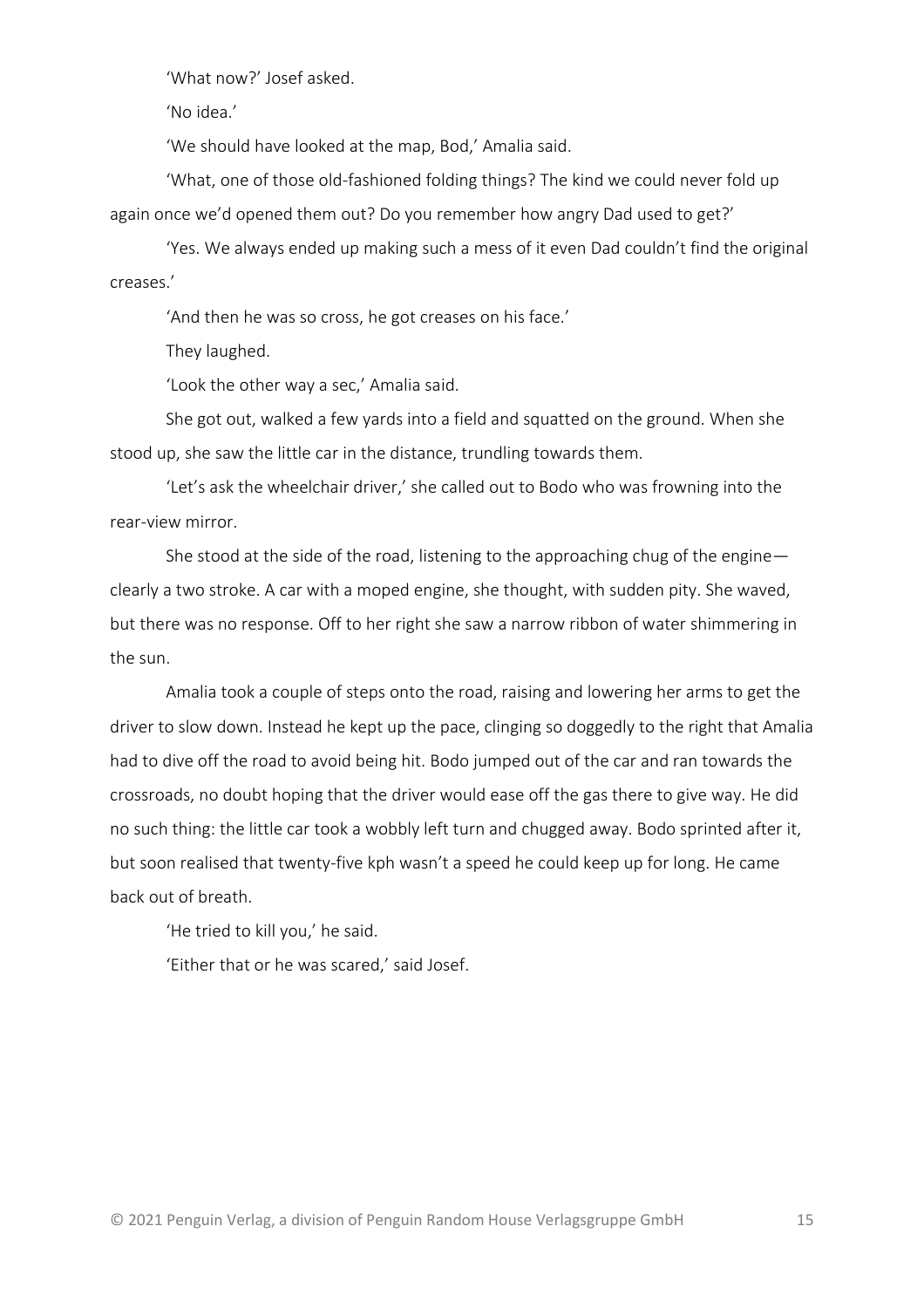'What now?' Josef asked.

'No idea.'

'We should have looked at the map, Bod,' Amalia said.

'What, one of those old-fashioned folding things? The kind we could never fold up again once we'd opened them out? Do you remember how angry Dad used to get?'

'Yes. We always ended up making such a mess of it even Dad couldn't find the original creases.'

'And then he was so cross, he got creases on his face.'

They laughed.

'Look the other way a sec,' Amalia said.

She got out, walked a few yards into a field and squatted on the ground. When she stood up, she saw the little car in the distance, trundling towards them.

'Let's ask the wheelchair driver,' she called out to Bodo who was frowning into the rear-view mirror.

She stood at the side of the road, listening to the approaching chug of the engine—clearly a two stroke. A car with a moped engine, she thought, with sudden pity. She waved, but there was no response. Off to her right she saw a narrow ribbon of water shimmering in the sun.

Amalia took a couple of steps onto the road, raising and lowering her arms to get the driver to slow down. Instead he kept up the pace, clinging so doggedly to the right that Amalia had to dive off the road to avoid being hit. Bodo jumped out of the car and ran towards the crossroads, no doubt hoping that the driver would ease off the gas there to give way. He did no such thing: the little car took a wobbly left turn and chugged away. Bodo sprinted after it, but soon realised that twenty-five kph wasn't a speed he could keep up for long. He came back out of breath.

'He tried to kill you,' he said.

'Either that or he was scared,' said Josef.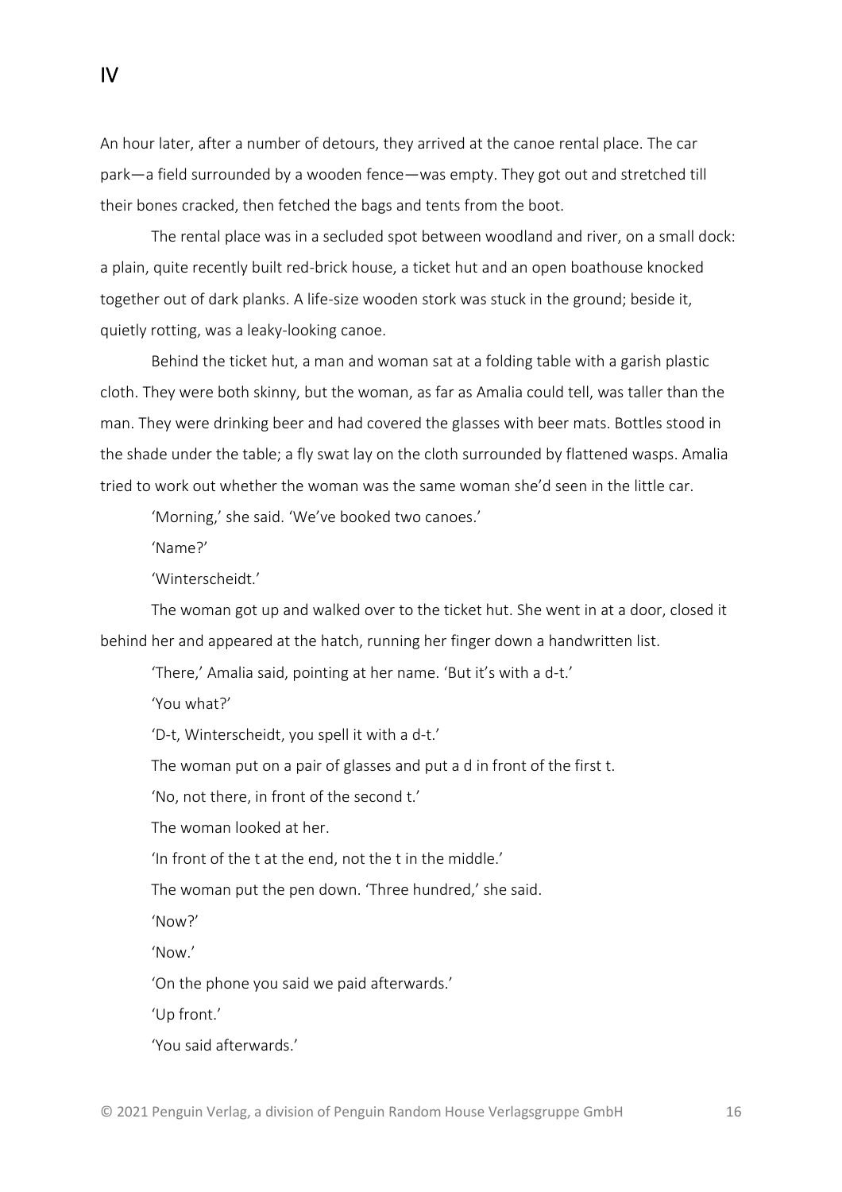# IV

An hour later, after a number of detours, they arrived at the canoe rental place. The car park—a field surrounded by a wooden fence—was empty. They got out and stretched till their bones cracked, then fetched the bags and tents from the boot.

The rental place was in a secluded spot between woodland and river, on a small dock: a plain, quite recently built red-brick house, a ticket hut and an open boathouse knocked together out of dark planks. A life-size wooden stork was stuck in the ground; beside it, quietly rotting, was a leaky-looking canoe.

Behind the ticket hut, a man and woman sat at a folding table with a garish plastic cloth. They were both skinny, but the woman, as far as Amalia could tell, was taller than the man. They were drinking beer and had covered the glasses with beer mats. Bottles stood in the shade under the table; a fly swat lay on the cloth surrounded by flattened wasps. Amalia tried to work out whether the woman was the same woman she'd seen in the little car.

'Morning,' she said. 'We've booked two canoes.'

'Name?'

'Winterscheidt.'

The woman got up and walked over to the ticket hut. She went in at a door, closed it behind her and appeared at the hatch, running her finger down a handwritten list.

'There,' Amalia said, pointing at her name. 'But it's with a d-t.'

'You what?'

'D-t, Winterscheidt, you spell it with a d-t.'

The woman put on a pair of glasses and put a d in front of the first t.

'No, not there, in front of the second t.'

The woman looked at her.

'In front of the t at the end, not the t in the middle.'

The woman put the pen down. 'Three hundred,' she said.

'Now?'

'Now.'

'On the phone you said we paid afterwards.'

'Up front.'

'You said afterwards.'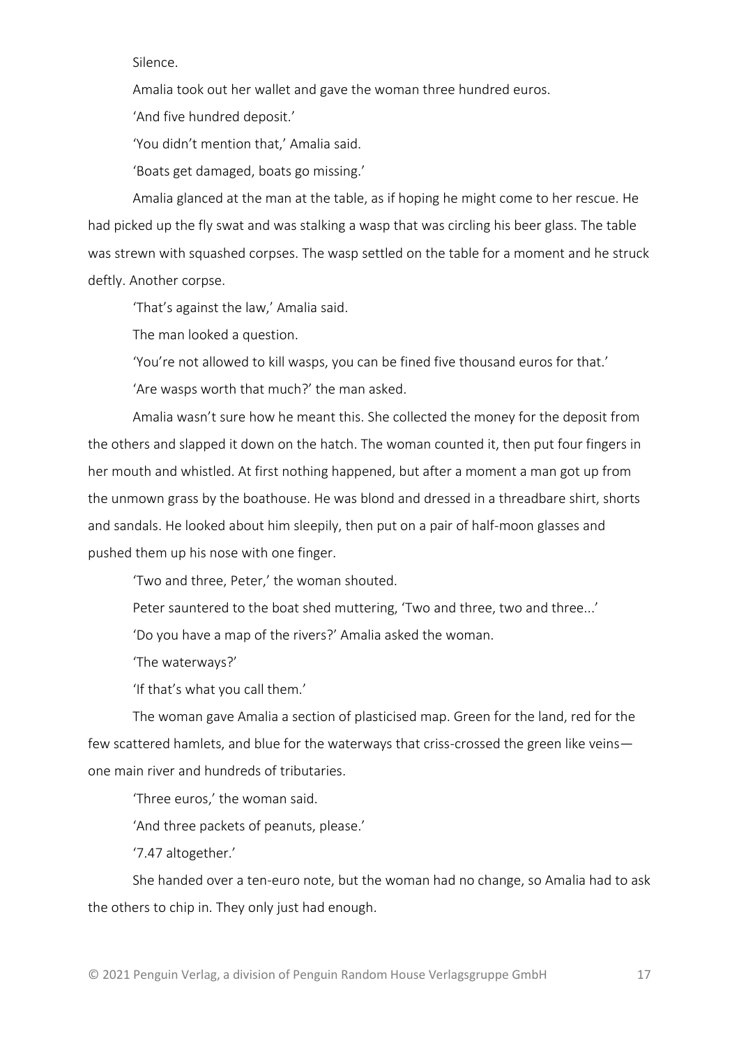Silence.

Amalia took out her wallet and gave the woman three hundred euros.

'And five hundred deposit.'

'You didn't mention that,' Amalia said.

'Boats get damaged, boats go missing.'

Amalia glanced at the man at the table, as if hoping he might come to her rescue. He had picked up the fly swat and was stalking a wasp that was circling his beer glass. The table was strewn with squashed corpses. The wasp settled on the table for a moment and he struck deftly. Another corpse.

'That's against the law,' Amalia said.

The man looked a question.

'You're not allowed to kill wasps, you can be fined five thousand euros for that.'

'Are wasps worth that much?' the man asked.

Amalia wasn't sure how he meant this. She collected the money for the deposit from the others and slapped it down on the hatch. The woman counted it, then put four fingers in her mouth and whistled. At first nothing happened, but after a moment a man got up from the unmown grass by the boathouse. He was blond and dressed in a threadbare shirt, shorts and sandals. He looked about him sleepily, then put on a pair of half-moon glasses and pushed them up his nose with one finger.

'Two and three, Peter,' the woman shouted.

Peter sauntered to the boat shed muttering, 'Two and three, two and three...'

'Do you have a map of the rivers?' Amalia asked the woman.

'The waterways?'

'If that's what you call them.'

The woman gave Amalia a section of plasticised map. Green for the land, red for the few scattered hamlets, and blue for the waterways that criss-crossed the green like veins—one main river and hundreds of tributaries.

'Three euros,' the woman said.

'And three packets of peanuts, please.'

'7.47 altogether.'

She handed over a ten-euro note, but the woman had no change, so Amalia had to ask the others to chip in. They only just had enough.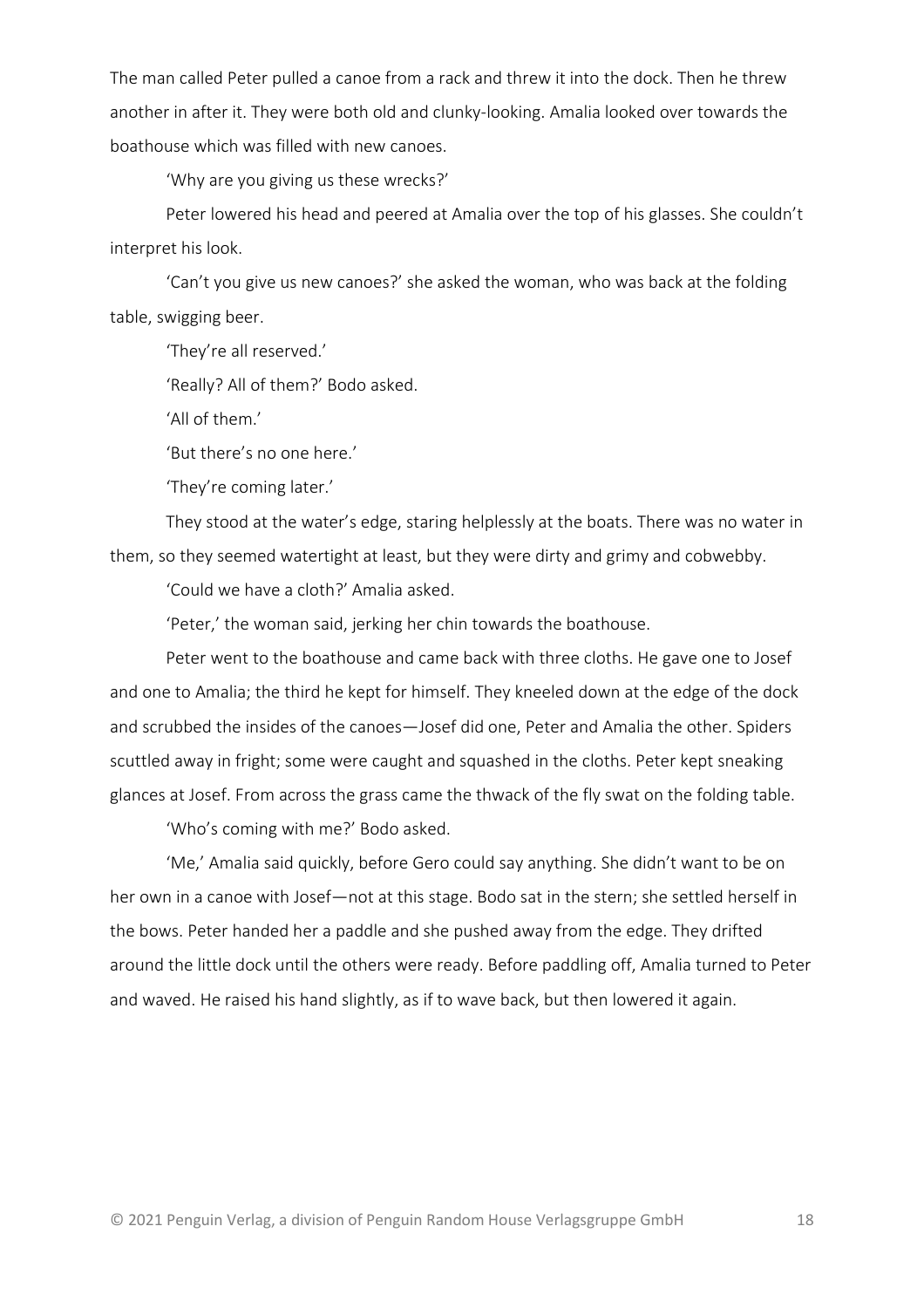The man called Peter pulled a canoe from a rack and threw it into the dock. Then he threw another in after it. They were both old and clunky-looking. Amalia looked over towards the boathouse which was filled with new canoes.

'Why are you giving us these wrecks?'

Peter lowered his head and peered at Amalia over the top of his glasses. She couldn't interpret his look.

'Can't you give us new canoes?' she asked the woman, who was back at the folding table, swigging beer.

'They're all reserved.'

'Really? All of them?' Bodo asked.

'All of them.'

'But there's no one here.'

'They're coming later.'

They stood at the water's edge, staring helplessly at the boats. There was no water in them, so they seemed watertight at least, but they were dirty and grimy and cobwebby.

'Could we have a cloth?' Amalia asked.

'Peter,' the woman said, jerking her chin towards the boathouse.

Peter went to the boathouse and came back with three cloths. He gave one to Josef and one to Amalia; the third he kept for himself. They kneeled down at the edge of the dock and scrubbed the insides of the canoes—Josef did one, Peter and Amalia the other. Spiders scuttled away in fright; some were caught and squashed in the cloths. Peter kept sneaking glances at Josef. From across the grass came the thwack of the fly swat on the folding table.

'Who's coming with me?' Bodo asked.

'Me,' Amalia said quickly, before Gero could say anything. She didn't want to be on her own in a canoe with Josef—not at this stage. Bodo sat in the stern; she settled herself in the bows. Peter handed her a paddle and she pushed away from the edge. They drifted around the little dock until the others were ready. Before paddling off, Amalia turned to Peter and waved. He raised his hand slightly, as if to wave back, but then lowered it again.

© 2021 Penguin Verlag, a division of Penguin Random House Verlagsgruppe GmbH